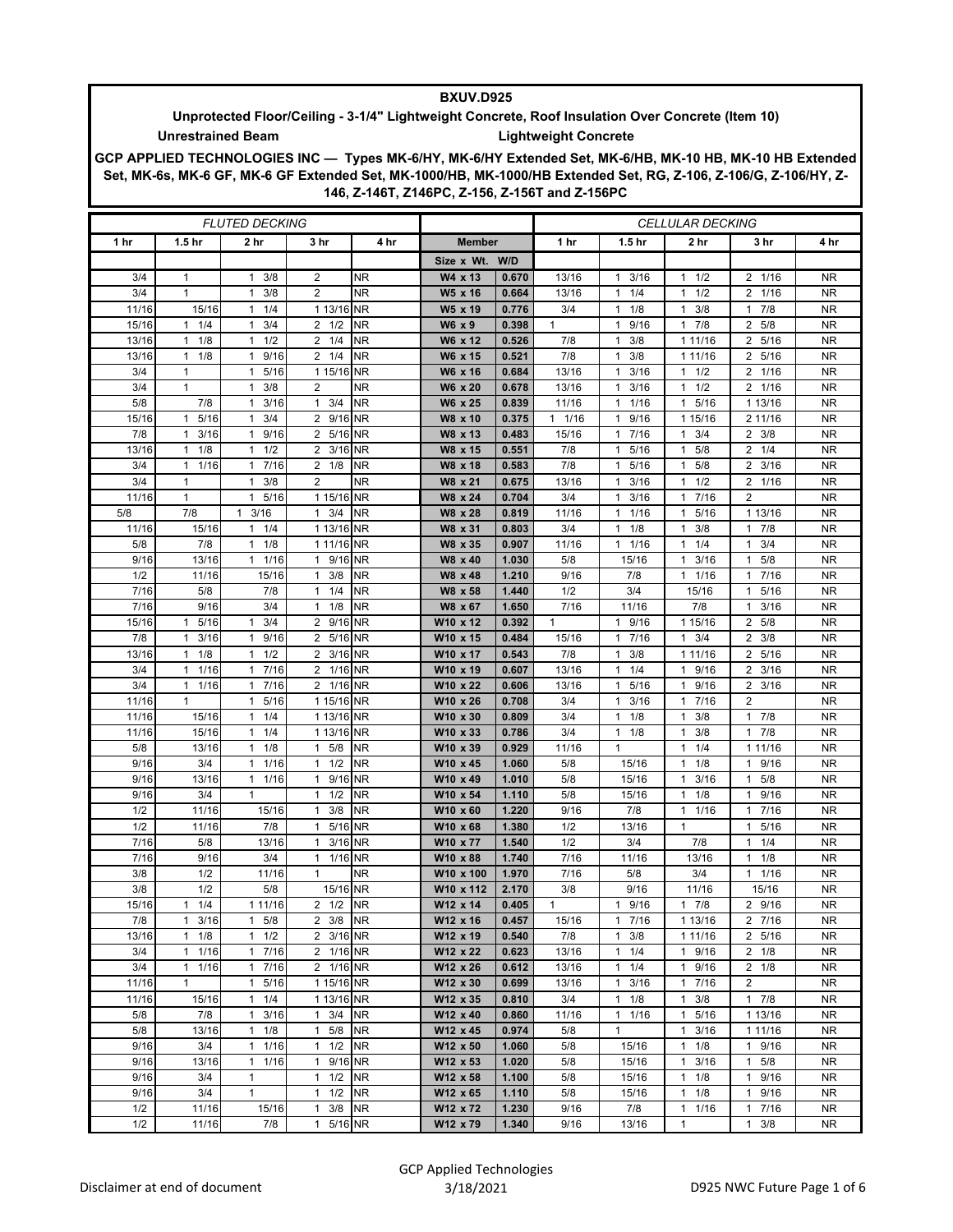**BXUV.D925**

**Unprotected Floor/Ceiling - 3-1/4" Lightweight Concrete, Roof Insulation Over Concrete (Item 10)**

**Unrestrained Beam** **Lightweight Concrete**

**GCP APPLIED TECHNOLOGIES INC — Types MK-6/HY, MK-6/HY Extended Set, MK-6/HB, MK-10 HB, MK-10 HB Extended Set, MK-6s, MK-6 GF, MK-6 GF Extended Set, MK-1000/HB, MK-1000/HB Extended Set, RG, Z-106, Z-106/G, Z-106/HY, Z-146, Z-146T, Z146PC, Z-156, Z-156T and Z-156PC**

| *FLUTED DECKING* | | | | | | | *CELLULAR DECKING* | | | | |
|---|---|---|---|---|---|---|---|---|---|---|---|
| **1 hr** | **1.5 hr** | **2 hr** | **3 hr** | **4 hr** | **Member** | | **1 hr** | **1.5 hr** | **2 hr** | **3 hr** | **4 hr** |
| | | | | | **Size x Wt.** | **W/D** | | | | | |
| 3/4 | 1 | 1 3/8 | 2 | NR | **W4 x 13** | **0.670** | 13/16 | 1 3/16 | 1 1/2 | 2 1/16 | NR |
| 3/4 | 1 | 1 3/8 | 2 | NR | **W5 x 16** | **0.664** | 13/16 | 1 1/4 | 1 1/2 | 2 1/16 | NR |
| 11/16 | 15/16 | 1 1/4 | 1 13/16 | NR | **W5 x 19** | **0.776** | 3/4 | 1 1/8 | 1 3/8 | 1 7/8 | NR |
| 15/16 | 1 1/4 | 1 3/4 | 2 1/2 | NR | **W6 x 9** | **0.398** | 1 | 1 9/16 | 1 7/8 | 2 5/8 | NR |
| 13/16 | 1 1/8 | 1 1/2 | 2 1/4 | NR | **W6 x 12** | **0.526** | 7/8 | 1 3/8 | 1 11/16 | 2 5/16 | NR |
| 13/16 | 1 1/8 | 1 9/16 | 2 1/4 | NR | **W6 x 15** | **0.521** | 7/8 | 1 3/8 | 1 11/16 | 2 5/16 | NR |
| 3/4 | 1 | 1 5/16 | 1 15/16 | NR | **W6 x 16** | **0.684** | 13/16 | 1 3/16 | 1 1/2 | 2 1/16 | NR |
| 3/4 | 1 | 1 3/8 | 2 | NR | **W6 x 20** | **0.678** | 13/16 | 1 3/16 | 1 1/2 | 2 1/16 | NR |
| 5/8 | 7/8 | 1 3/16 | 1 3/4 | NR | **W6 x 25** | **0.839** | 11/16 | 1 1/16 | 1 5/16 | 1 13/16 | NR |
| 15/16 | 1 5/16 | 1 3/4 | 2 9/16 | NR | **W8 x 10** | **0.375** | 1 1/16 | 1 9/16 | 1 15/16 | 2 11/16 | NR |
| 7/8 | 1 3/16 | 1 9/16 | 2 5/16 | NR | **W8 x 13** | **0.483** | 15/16 | 1 7/16 | 1 3/4 | 2 3/8 | NR |
| 13/16 | 1 1/8 | 1 1/2 | 2 3/16 | NR | **W8 x 15** | **0.551** | 7/8 | 1 5/16 | 1 5/8 | 2 1/4 | NR |
| 3/4 | 1 1/16 | 1 7/16 | 2 1/8 | NR | **W8 x 18** | **0.583** | 7/8 | 1 5/16 | 1 5/8 | 2 3/16 | NR |
| 3/4 | 1 | 1 3/8 | 2 | NR | **W8 x 21** | **0.675** | 13/16 | 1 3/16 | 1 1/2 | 2 1/16 | NR |
| 11/16 | 1 | 1 5/16 | 1 15/16 | NR | **W8 x 24** | **0.704** | 3/4 | 1 3/16 | 1 7/16 | 2 | NR |
| 5/8 | 7/8 | 1 3/16 | 1 3/4 | NR | **W8 x 28** | **0.819** | 11/16 | 1 1/16 | 1 5/16 | 1 13/16 | NR |
| 11/16 | 15/16 | 1 1/4 | 1 13/16 | NR | **W8 x 31** | **0.803** | 3/4 | 1 1/8 | 1 3/8 | 1 7/8 | NR |
| 5/8 | 7/8 | 1 1/8 | 1 11/16 | NR | **W8 x 35** | **0.907** | 11/16 | 1 1/16 | 1 1/4 | 1 3/4 | NR |
| 9/16 | 13/16 | 1 1/16 | 1 9/16 | NR | **W8 x 40** | **1.030** | 5/8 | 15/16 | 1 3/16 | 1 5/8 | NR |
| 1/2 | 11/16 | 15/16 | 1 3/8 | NR | **W8 x 48** | **1.210** | 9/16 | 7/8 | 1 1/16 | 1 7/16 | NR |
| 7/16 | 5/8 | 7/8 | 1 1/4 | NR | **W8 x 58** | **1.440** | 1/2 | 3/4 | 15/16 | 1 5/16 | NR |
| 7/16 | 9/16 | 3/4 | 1 1/8 | NR | **W8 x 67** | **1.650** | 7/16 | 11/16 | 7/8 | 1 3/16 | NR |
| 15/16 | 1 5/16 | 1 3/4 | 2 9/16 | NR | **W10 x 12** | **0.392** | 1 | 1 9/16 | 1 15/16 | 2 5/8 | NR |
| 7/8 | 1 3/16 | 1 9/16 | 2 5/16 | NR | **W10 x 15** | **0.484** | 15/16 | 1 7/16 | 1 3/4 | 2 3/8 | NR |
| 13/16 | 1 1/8 | 1 1/2 | 2 3/16 | NR | **W10 x 17** | **0.543** | 7/8 | 1 3/8 | 1 11/16 | 2 5/16 | NR |
| 3/4 | 1 1/16 | 1 7/16 | 2 1/16 | NR | **W10 x 19** | **0.607** | 13/16 | 1 1/4 | 1 9/16 | 2 3/16 | NR |
| 3/4 | 1 1/16 | 1 7/16 | 2 1/16 | NR | **W10 x 22** | **0.606** | 13/16 | 1 5/16 | 1 9/16 | 2 3/16 | NR |
| 11/16 | 1 | 1 5/16 | 1 15/16 | NR | **W10 x 26** | **0.708** | 3/4 | 1 3/16 | 1 7/16 | 2 | NR |
| 11/16 | 15/16 | 1 1/4 | 1 13/16 | NR | **W10 x 30** | **0.809** | 3/4 | 1 1/8 | 1 3/8 | 1 7/8 | NR |
| 11/16 | 15/16 | 1 1/4 | 1 13/16 | NR | **W10 x 33** | **0.786** | 3/4 | 1 1/8 | 1 3/8 | 1 7/8 | NR |
| 5/8 | 13/16 | 1 1/8 | 1 5/8 | NR | **W10 x 39** | **0.929** | 11/16 | 1 | 1 1/4 | 1 11/16 | NR |
| 9/16 | 3/4 | 1 1/16 | 1 1/2 | NR | **W10 x 45** | **1.060** | 5/8 | 15/16 | 1 1/8 | 1 9/16 | NR |
| 9/16 | 13/16 | 1 1/16 | 1 9/16 | NR | **W10 x 49** | **1.010** | 5/8 | 15/16 | 1 3/16 | 1 5/8 | NR |
| 9/16 | 3/4 | 1 | 1 1/2 | NR | **W10 x 54** | **1.110** | 5/8 | 15/16 | 1 1/8 | 1 9/16 | NR |
| 1/2 | 11/16 | 15/16 | 1 3/8 | NR | **W10 x 60** | **1.220** | 9/16 | 7/8 | 1 1/16 | 1 7/16 | NR |
| 1/2 | 11/16 | 7/8 | 1 5/16 | NR | **W10 x 68** | **1.380** | 1/2 | 13/16 | 1 | 1 5/16 | NR |
| 7/16 | 5/8 | 13/16 | 1 3/16 | NR | **W10 x 77** | **1.540** | 1/2 | 3/4 | 7/8 | 1 1/4 | NR |
| 7/16 | 9/16 | 3/4 | 1 1/16 | NR | **W10 x 88** | **1.740** | 7/16 | 11/16 | 13/16 | 1 1/8 | NR |
| 3/8 | 1/2 | 11/16 | 1 | NR | **W10 x 100** | **1.970** | 7/16 | 5/8 | 3/4 | 1 1/16 | NR |
| 3/8 | 1/2 | 5/8 | 15/16 | NR | **W10 x 112** | **2.170** | 3/8 | 9/16 | 11/16 | 15/16 | NR |
| 15/16 | 1 1/4 | 1 11/16 | 2 1/2 | NR | **W12 x 14** | **0.405** | 1 | 1 9/16 | 1 7/8 | 2 9/16 | NR |
| 7/8 | 1 3/16 | 1 5/8 | 2 3/8 | NR | **W12 x 16** | **0.457** | 15/16 | 1 7/16 | 1 13/16 | 2 7/16 | NR |
| 13/16 | 1 1/8 | 1 1/2 | 2 3/16 | NR | **W12 x 19** | **0.540** | 7/8 | 1 3/8 | 1 11/16 | 2 5/16 | NR |
| 3/4 | 1 1/16 | 1 7/16 | 2 1/16 | NR | **W12 x 22** | **0.623** | 13/16 | 1 1/4 | 1 9/16 | 2 1/8 | NR |
| 3/4 | 1 1/16 | 1 7/16 | 2 1/16 | NR | **W12 x 26** | **0.612** | 13/16 | 1 1/4 | 1 9/16 | 2 1/8 | NR |
| 11/16 | 1 | 1 5/16 | 1 15/16 | NR | **W12 x 30** | **0.699** | 13/16 | 1 3/16 | 1 7/16 | 2 | NR |
| 11/16 | 15/16 | 1 1/4 | 1 13/16 | NR | **W12 x 35** | **0.810** | 3/4 | 1 1/8 | 1 3/8 | 1 7/8 | NR |
| 5/8 | 7/8 | 1 3/16 | 1 3/4 | NR | **W12 x 40** | **0.860** | 11/16 | 1 1/16 | 1 5/16 | 1 13/16 | NR |
| 5/8 | 13/16 | 1 1/8 | 1 5/8 | NR | **W12 x 45** | **0.974** | 5/8 | 1 | 1 3/16 | 1 11/16 | NR |
| 9/16 | 3/4 | 1 1/16 | 1 1/2 | NR | **W12 x 50** | **1.060** | 5/8 | 15/16 | 1 1/8 | 1 9/16 | NR |
| 9/16 | 13/16 | 1 1/16 | 1 9/16 | NR | **W12 x 53** | **1.020** | 5/8 | 15/16 | 1 3/16 | 1 5/8 | NR |
| 9/16 | 3/4 | 1 | 1 1/2 | NR | **W12 x 58** | **1.100** | 5/8 | 15/16 | 1 1/8 | 1 9/16 | NR |
| 9/16 | 3/4 | 1 | 1 1/2 | NR | **W12 x 65** | **1.110** | 5/8 | 15/16 | 1 1/8 | 1 9/16 | NR |
| 1/2 | 11/16 | 15/16 | 1 3/8 | NR | **W12 x 72** | **1.230** | 9/16 | 7/8 | 1 1/16 | 1 7/16 | NR |
| 1/2 | 11/16 | 7/8 | 1 5/16 | NR | **W12 x 79** | **1.340** | 9/16 | 13/16 | 1 | 1 3/8 | NR |

Disclaimer at end of document

GCP Applied Technologies
3/18/2021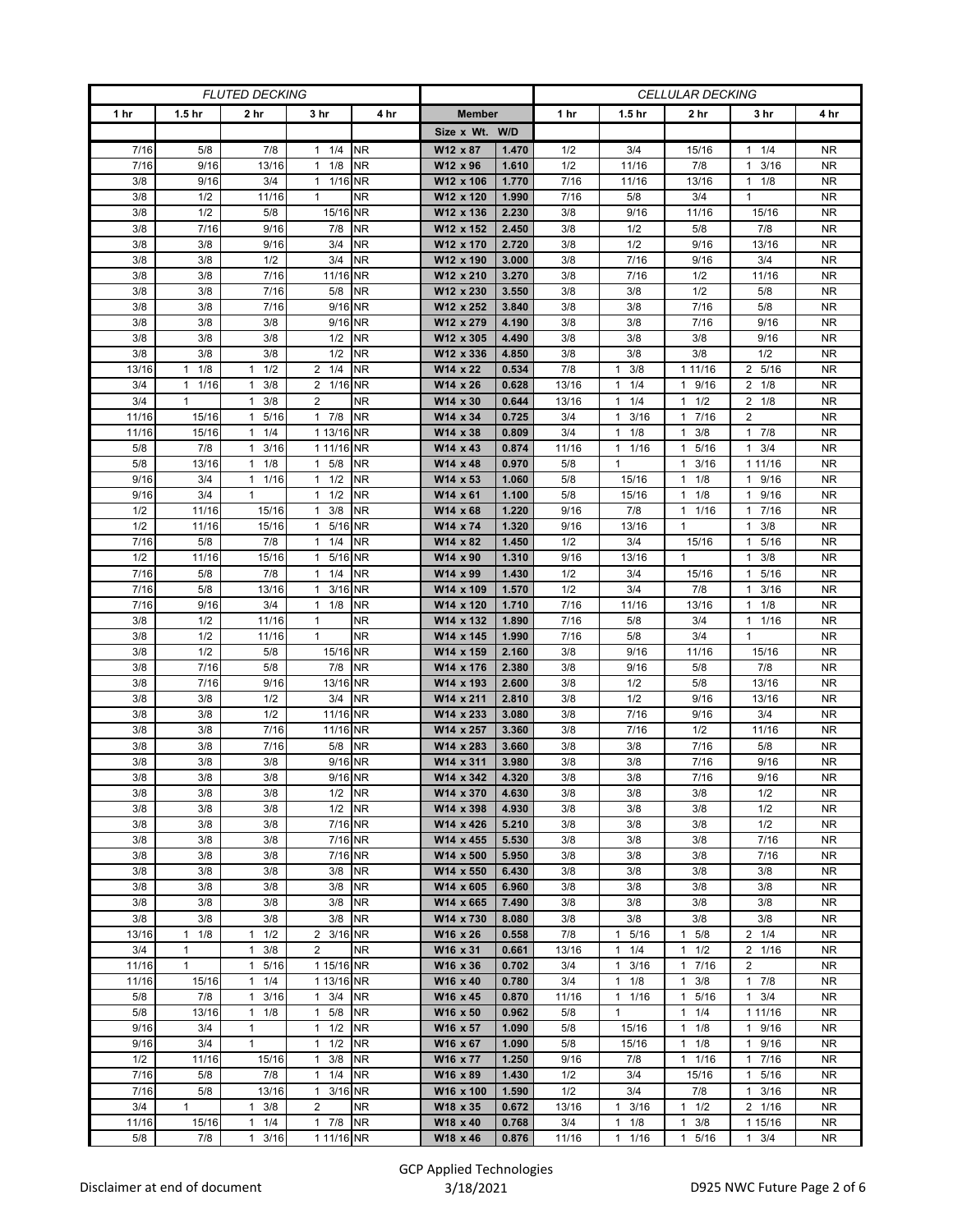| FLUTED DECKING | | | | | | | CELLULAR DECKING | | | | |
|---|---|---|---|---|---|---|---|---|---|---|---|
| 1 hr | 1.5 hr | 2 hr | 3 hr | 4 hr | Member | | 1 hr | 1.5 hr | 2 hr | 3 hr | 4 hr |
| | | | | | Size x Wt. | W/D | | | | | |
| 7/16 | 5/8 | 7/8 | 1 1/4 | NR | W12 x 87 | 1.470 | 1/2 | 3/4 | 15/16 | 1 1/4 | NR |
| 7/16 | 9/16 | 13/16 | 1 1/8 | NR | W12 x 96 | 1.610 | 1/2 | 11/16 | 7/8 | 1 3/16 | NR |
| 3/8 | 9/16 | 3/4 | 1 1/16 | NR | W12 x 106 | 1.770 | 7/16 | 11/16 | 13/16 | 1 1/8 | NR |
| 3/8 | 1/2 | 11/16 | 1 | NR | W12 x 120 | 1.990 | 7/16 | 5/8 | 3/4 | 1 | NR |
| 3/8 | 1/2 | 5/8 | 15/16 | NR | W12 x 136 | 2.230 | 3/8 | 9/16 | 11/16 | 15/16 | NR |
| 3/8 | 7/16 | 9/16 | 7/8 | NR | W12 x 152 | 2.450 | 3/8 | 1/2 | 5/8 | 7/8 | NR |
| 3/8 | 3/8 | 9/16 | 3/4 | NR | W12 x 170 | 2.720 | 3/8 | 1/2 | 9/16 | 13/16 | NR |
| 3/8 | 3/8 | 1/2 | 3/4 | NR | W12 x 190 | 3.000 | 3/8 | 7/16 | 9/16 | 3/4 | NR |
| 3/8 | 3/8 | 7/16 | 11/16 | NR | W12 x 210 | 3.270 | 3/8 | 7/16 | 1/2 | 11/16 | NR |
| 3/8 | 3/8 | 7/16 | 5/8 | NR | W12 x 230 | 3.550 | 3/8 | 3/8 | 1/2 | 5/8 | NR |
| 3/8 | 3/8 | 7/16 | 9/16 | NR | W12 x 252 | 3.840 | 3/8 | 3/8 | 7/16 | 5/8 | NR |
| 3/8 | 3/8 | 3/8 | 9/16 | NR | W12 x 279 | 4.190 | 3/8 | 3/8 | 7/16 | 9/16 | NR |
| 3/8 | 3/8 | 3/8 | 1/2 | NR | W12 x 305 | 4.490 | 3/8 | 3/8 | 3/8 | 9/16 | NR |
| 3/8 | 3/8 | 3/8 | 1/2 | NR | W12 x 336 | 4.850 | 3/8 | 3/8 | 3/8 | 1/2 | NR |
| 13/16 | 1 1/8 | 1 1/2 | 2 1/4 | NR | W14 x 22 | 0.534 | 7/8 | 1 3/8 | 1 11/16 | 2 5/16 | NR |
| 3/4 | 1 1/16 | 1 3/8 | 2 1/16 | NR | W14 x 26 | 0.628 | 13/16 | 1 1/4 | 1 9/16 | 2 1/8 | NR |
| 3/4 | 1 | 1 3/8 | 2 | NR | W14 x 30 | 0.644 | 13/16 | 1 1/4 | 1 1/2 | 2 1/8 | NR |
| 11/16 | 15/16 | 1 5/16 | 1 7/8 | NR | W14 x 34 | 0.725 | 3/4 | 1 3/16 | 1 7/16 | 2 | NR |
| 11/16 | 15/16 | 1 1/4 | 1 13/16 | NR | W14 x 38 | 0.809 | 3/4 | 1 1/8 | 1 3/8 | 1 7/8 | NR |
| 5/8 | 7/8 | 1 3/16 | 1 11/16 | NR | W14 x 43 | 0.874 | 11/16 | 1 1/16 | 1 5/16 | 1 3/4 | NR |
| 5/8 | 13/16 | 1 1/8 | 1 5/8 | NR | W14 x 48 | 0.970 | 5/8 | 1 | 1 3/16 | 1 11/16 | NR |
| 9/16 | 3/4 | 1 1/16 | 1 1/2 | NR | W14 x 53 | 1.060 | 5/8 | 15/16 | 1 1/8 | 1 9/16 | NR |
| 9/16 | 3/4 | 1 | 1 1/2 | NR | W14 x 61 | 1.100 | 5/8 | 15/16 | 1 1/8 | 1 9/16 | NR |
| 1/2 | 11/16 | 15/16 | 1 3/8 | NR | W14 x 68 | 1.220 | 9/16 | 7/8 | 1 1/16 | 1 7/16 | NR |
| 1/2 | 11/16 | 15/16 | 1 5/16 | NR | W14 x 74 | 1.320 | 9/16 | 13/16 | 1 | 1 3/8 | NR |
| 7/16 | 5/8 | 7/8 | 1 1/4 | NR | W14 x 82 | 1.450 | 1/2 | 3/4 | 15/16 | 1 5/16 | NR |
| 1/2 | 11/16 | 15/16 | 1 5/16 | NR | W14 x 90 | 1.310 | 9/16 | 13/16 | 1 | 1 3/8 | NR |
| 7/16 | 5/8 | 7/8 | 1 1/4 | NR | W14 x 99 | 1.430 | 1/2 | 3/4 | 15/16 | 1 5/16 | NR |
| 7/16 | 5/8 | 13/16 | 1 3/16 | NR | W14 x 109 | 1.570 | 1/2 | 3/4 | 7/8 | 1 3/16 | NR |
| 7/16 | 9/16 | 3/4 | 1 1/8 | NR | W14 x 120 | 1.710 | 7/16 | 11/16 | 13/16 | 1 1/8 | NR |
| 3/8 | 1/2 | 11/16 | 1 | NR | W14 x 132 | 1.890 | 7/16 | 5/8 | 3/4 | 1 1/16 | NR |
| 3/8 | 1/2 | 11/16 | 1 | NR | W14 x 145 | 1.990 | 7/16 | 5/8 | 3/4 | 1 | NR |
| 3/8 | 1/2 | 5/8 | 15/16 | NR | W14 x 159 | 2.160 | 3/8 | 9/16 | 11/16 | 15/16 | NR |
| 3/8 | 7/16 | 5/8 | 7/8 | NR | W14 x 176 | 2.380 | 3/8 | 9/16 | 5/8 | 7/8 | NR |
| 3/8 | 7/16 | 9/16 | 13/16 | NR | W14 x 193 | 2.600 | 3/8 | 1/2 | 5/8 | 13/16 | NR |
| 3/8 | 3/8 | 1/2 | 3/4 | NR | W14 x 211 | 2.810 | 3/8 | 1/2 | 9/16 | 13/16 | NR |
| 3/8 | 3/8 | 1/2 | 11/16 | NR | W14 x 233 | 3.080 | 3/8 | 7/16 | 9/16 | 3/4 | NR |
| 3/8 | 3/8 | 7/16 | 11/16 | NR | W14 x 257 | 3.360 | 3/8 | 7/16 | 1/2 | 11/16 | NR |
| 3/8 | 3/8 | 7/16 | 5/8 | NR | W14 x 283 | 3.660 | 3/8 | 3/8 | 7/16 | 5/8 | NR |
| 3/8 | 3/8 | 3/8 | 9/16 | NR | W14 x 311 | 3.980 | 3/8 | 3/8 | 7/16 | 9/16 | NR |
| 3/8 | 3/8 | 3/8 | 9/16 | NR | W14 x 342 | 4.320 | 3/8 | 3/8 | 7/16 | 9/16 | NR |
| 3/8 | 3/8 | 3/8 | 1/2 | NR | W14 x 370 | 4.630 | 3/8 | 3/8 | 3/8 | 1/2 | NR |
| 3/8 | 3/8 | 3/8 | 1/2 | NR | W14 x 398 | 4.930 | 3/8 | 3/8 | 3/8 | 1/2 | NR |
| 3/8 | 3/8 | 3/8 | 7/16 | NR | W14 x 426 | 5.210 | 3/8 | 3/8 | 3/8 | 1/2 | NR |
| 3/8 | 3/8 | 3/8 | 7/16 | NR | W14 x 455 | 5.530 | 3/8 | 3/8 | 3/8 | 7/16 | NR |
| 3/8 | 3/8 | 3/8 | 7/16 | NR | W14 x 500 | 5.950 | 3/8 | 3/8 | 3/8 | 7/16 | NR |
| 3/8 | 3/8 | 3/8 | 3/8 | NR | W14 x 550 | 6.430 | 3/8 | 3/8 | 3/8 | 3/8 | NR |
| 3/8 | 3/8 | 3/8 | 3/8 | NR | W14 x 605 | 6.960 | 3/8 | 3/8 | 3/8 | 3/8 | NR |
| 3/8 | 3/8 | 3/8 | 3/8 | NR | W14 x 665 | 7.490 | 3/8 | 3/8 | 3/8 | 3/8 | NR |
| 3/8 | 3/8 | 3/8 | 3/8 | NR | W14 x 730 | 8.080 | 3/8 | 3/8 | 3/8 | 3/8 | NR |
| 13/16 | 1 1/8 | 1 1/2 | 2 3/16 | NR | W16 x 26 | 0.558 | 7/8 | 1 5/16 | 1 5/8 | 2 1/4 | NR |
| 3/4 | 1 | 1 3/8 | 2 | NR | W16 x 31 | 0.661 | 13/16 | 1 1/4 | 1 1/2 | 2 1/16 | NR |
| 11/16 | 1 | 1 5/16 | 1 15/16 | NR | W16 x 36 | 0.702 | 3/4 | 1 3/16 | 1 7/16 | 2 | NR |
| 11/16 | 15/16 | 1 1/4 | 1 13/16 | NR | W16 x 40 | 0.780 | 3/4 | 1 1/8 | 1 3/8 | 1 7/8 | NR |
| 5/8 | 7/8 | 1 3/16 | 1 3/4 | NR | W16 x 45 | 0.870 | 11/16 | 1 1/16 | 1 5/16 | 1 3/4 | NR |
| 5/8 | 13/16 | 1 1/8 | 1 5/8 | NR | W16 x 50 | 0.962 | 5/8 | 1 | 1 1/4 | 1 11/16 | NR |
| 9/16 | 3/4 | 1 | 1 1/2 | NR | W16 x 57 | 1.090 | 5/8 | 15/16 | 1 1/8 | 1 9/16 | NR |
| 9/16 | 3/4 | 1 | 1 1/2 | NR | W16 x 67 | 1.090 | 5/8 | 15/16 | 1 1/8 | 1 9/16 | NR |
| 1/2 | 11/16 | 15/16 | 1 3/8 | NR | W16 x 77 | 1.250 | 9/16 | 7/8 | 1 1/16 | 1 7/16 | NR |
| 7/16 | 5/8 | 7/8 | 1 1/4 | NR | W16 x 89 | 1.430 | 1/2 | 3/4 | 15/16 | 1 5/16 | NR |
| 7/16 | 5/8 | 13/16 | 1 3/16 | NR | W16 x 100 | 1.590 | 1/2 | 3/4 | 7/8 | 1 3/16 | NR |
| 3/4 | 1 | 1 3/8 | 2 | NR | W18 x 35 | 0.672 | 13/16 | 1 3/16 | 1 1/2 | 2 1/16 | NR |
| 11/16 | 15/16 | 1 1/4 | 1 7/8 | NR | W18 x 40 | 0.768 | 3/4 | 1 1/8 | 1 3/8 | 1 15/16 | NR |
| 5/8 | 7/8 | 1 3/16 | 1 11/16 | NR | W18 x 46 | 0.876 | 11/16 | 1 1/16 | 1 5/16 | 1 3/4 | NR |

Disclaimer at end of document

GCP Applied Technologies
3/18/2021

D925 NWC Future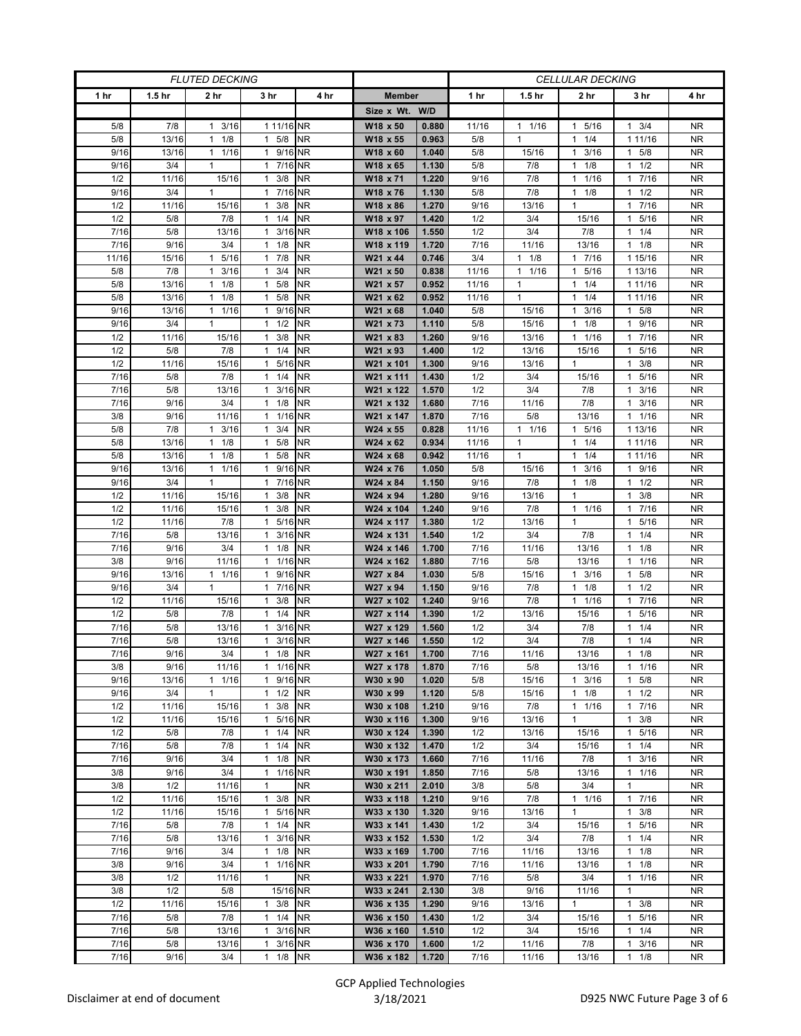| FLUTED DECKING | | | | | | | CELLULAR DECKING | | | | |
|---|---|---|---|---|---|---|---|---|---|---|---|
| 1 hr | 1.5 hr | 2 hr | 3 hr | 4 hr | Member | | 1 hr | 1.5 hr | 2 hr | 3 hr | 4 hr |
| | | | | | Size x Wt. | W/D | | | | | |
| 5/8 | 7/8 | 1 3/16 | 1 11/16 | NR | W18 x 50 | 0.880 | 11/16 | 1 1/16 | 1 5/16 | 1 3/4 | NR |
| 5/8 | 13/16 | 1 1/8 | 1 5/8 | NR | W18 x 55 | 0.963 | 5/8 | 1 | 1 1/4 | 1 11/16 | NR |
| 9/16 | 13/16 | 1 1/16 | 1 9/16 | NR | W18 x 60 | 1.040 | 5/8 | 15/16 | 1 3/16 | 1 5/8 | NR |
| 9/16 | 3/4 | 1 | 1 7/16 | NR | W18 x 65 | 1.130 | 5/8 | 7/8 | 1 1/8 | 1 1/2 | NR |
| 1/2 | 11/16 | 15/16 | 1 3/8 | NR | W18 x 71 | 1.220 | 9/16 | 7/8 | 1 1/16 | 1 7/16 | NR |
| 9/16 | 3/4 | 1 | 1 7/16 | NR | W18 x 76 | 1.130 | 5/8 | 7/8 | 1 1/8 | 1 1/2 | NR |
| 1/2 | 11/16 | 15/16 | 1 3/8 | NR | W18 x 86 | 1.270 | 9/16 | 13/16 | 1 | 1 7/16 | NR |
| 1/2 | 5/8 | 7/8 | 1 1/4 | NR | W18 x 97 | 1.420 | 1/2 | 3/4 | 15/16 | 1 5/16 | NR |
| 7/16 | 5/8 | 13/16 | 1 3/16 | NR | W18 x 106 | 1.550 | 1/2 | 3/4 | 7/8 | 1 1/4 | NR |
| 7/16 | 9/16 | 3/4 | 1 1/8 | NR | W18 x 119 | 1.720 | 7/16 | 11/16 | 13/16 | 1 1/8 | NR |
| 11/16 | 15/16 | 1 5/16 | 1 7/8 | NR | W21 x 44 | 0.746 | 3/4 | 1 1/8 | 1 7/16 | 1 15/16 | NR |
| 5/8 | 7/8 | 1 3/16 | 1 3/4 | NR | W21 x 50 | 0.838 | 11/16 | 1 1/16 | 1 5/16 | 1 13/16 | NR |
| 5/8 | 13/16 | 1 1/8 | 1 5/8 | NR | W21 x 57 | 0.952 | 11/16 | 1 | 1 1/4 | 1 11/16 | NR |
| 5/8 | 13/16 | 1 1/8 | 1 5/8 | NR | W21 x 62 | 0.952 | 11/16 | 1 | 1 1/4 | 1 11/16 | NR |
| 9/16 | 13/16 | 1 1/16 | 1 9/16 | NR | W21 x 68 | 1.040 | 5/8 | 15/16 | 1 3/16 | 1 5/8 | NR |
| 9/16 | 3/4 | 1 | 1 1/2 | NR | W21 x 73 | 1.110 | 5/8 | 15/16 | 1 1/8 | 1 9/16 | NR |
| 1/2 | 11/16 | 15/16 | 1 3/8 | NR | W21 x 83 | 1.260 | 9/16 | 13/16 | 1 1/16 | 1 7/16 | NR |
| 1/2 | 5/8 | 7/8 | 1 1/4 | NR | W21 x 93 | 1.400 | 1/2 | 13/16 | 15/16 | 1 5/16 | NR |
| 1/2 | 11/16 | 15/16 | 1 5/16 | NR | W21 x 101 | 1.300 | 9/16 | 13/16 | 1 | 1 3/8 | NR |
| 7/16 | 5/8 | 7/8 | 1 1/4 | NR | W21 x 111 | 1.430 | 1/2 | 3/4 | 15/16 | 1 5/16 | NR |
| 7/16 | 5/8 | 13/16 | 1 3/16 | NR | W21 x 122 | 1.570 | 1/2 | 3/4 | 7/8 | 1 3/16 | NR |
| 7/16 | 9/16 | 3/4 | 1 1/8 | NR | W21 x 132 | 1.680 | 7/16 | 11/16 | 7/8 | 1 3/16 | NR |
| 3/8 | 9/16 | 11/16 | 1 1/16 | NR | W21 x 147 | 1.870 | 7/16 | 5/8 | 13/16 | 1 1/16 | NR |
| 5/8 | 7/8 | 1 3/16 | 1 3/4 | NR | W24 x 55 | 0.828 | 11/16 | 1 1/16 | 1 5/16 | 1 13/16 | NR |
| 5/8 | 13/16 | 1 1/8 | 1 5/8 | NR | W24 x 62 | 0.934 | 11/16 | 1 | 1 1/4 | 1 11/16 | NR |
| 5/8 | 13/16 | 1 1/8 | 1 5/8 | NR | W24 x 68 | 0.942 | 11/16 | 1 | 1 1/4 | 1 11/16 | NR |
| 9/16 | 13/16 | 1 1/16 | 1 9/16 | NR | W24 x 76 | 1.050 | 5/8 | 15/16 | 1 3/16 | 1 9/16 | NR |
| 9/16 | 3/4 | 1 | 1 7/16 | NR | W24 x 84 | 1.150 | 9/16 | 7/8 | 1 1/8 | 1 1/2 | NR |
| 1/2 | 11/16 | 15/16 | 1 3/8 | NR | W24 x 94 | 1.280 | 9/16 | 13/16 | 1 | 1 3/8 | NR |
| 1/2 | 11/16 | 15/16 | 1 3/8 | NR | W24 x 104 | 1.240 | 9/16 | 7/8 | 1 1/16 | 1 7/16 | NR |
| 1/2 | 11/16 | 7/8 | 1 5/16 | NR | W24 x 117 | 1.380 | 1/2 | 13/16 | 1 | 1 5/16 | NR |
| 7/16 | 5/8 | 13/16 | 1 3/16 | NR | W24 x 131 | 1.540 | 1/2 | 3/4 | 7/8 | 1 1/4 | NR |
| 7/16 | 9/16 | 3/4 | 1 1/8 | NR | W24 x 146 | 1.700 | 7/16 | 11/16 | 13/16 | 1 1/8 | NR |
| 3/8 | 9/16 | 11/16 | 1 1/16 | NR | W24 x 162 | 1.880 | 7/16 | 5/8 | 13/16 | 1 1/16 | NR |
| 9/16 | 13/16 | 1 1/16 | 1 9/16 | NR | W27 x 84 | 1.030 | 5/8 | 15/16 | 1 3/16 | 1 5/8 | NR |
| 9/16 | 3/4 | 1 | 1 7/16 | NR | W27 x 94 | 1.150 | 9/16 | 7/8 | 1 1/8 | 1 1/2 | NR |
| 1/2 | 11/16 | 15/16 | 1 3/8 | NR | W27 x 102 | 1.240 | 9/16 | 7/8 | 1 1/16 | 1 7/16 | NR |
| 1/2 | 5/8 | 7/8 | 1 1/4 | NR | W27 x 114 | 1.390 | 1/2 | 13/16 | 15/16 | 1 5/16 | NR |
| 7/16 | 5/8 | 13/16 | 1 3/16 | NR | W27 x 129 | 1.560 | 1/2 | 3/4 | 7/8 | 1 1/4 | NR |
| 7/16 | 5/8 | 13/16 | 1 3/16 | NR | W27 x 146 | 1.550 | 1/2 | 3/4 | 7/8 | 1 1/4 | NR |
| 7/16 | 9/16 | 3/4 | 1 1/8 | NR | W27 x 161 | 1.700 | 7/16 | 11/16 | 13/16 | 1 1/8 | NR |
| 3/8 | 9/16 | 11/16 | 1 1/16 | NR | W27 x 178 | 1.870 | 7/16 | 5/8 | 13/16 | 1 1/16 | NR |
| 9/16 | 13/16 | 1 1/16 | 1 9/16 | NR | W30 x 90 | 1.020 | 5/8 | 15/16 | 1 3/16 | 1 5/8 | NR |
| 9/16 | 3/4 | 1 | 1 1/2 | NR | W30 x 99 | 1.120 | 5/8 | 15/16 | 1 1/8 | 1 1/2 | NR |
| 1/2 | 11/16 | 15/16 | 1 3/8 | NR | W30 x 108 | 1.210 | 9/16 | 7/8 | 1 1/16 | 1 7/16 | NR |
| 1/2 | 11/16 | 15/16 | 1 5/16 | NR | W30 x 116 | 1.300 | 9/16 | 13/16 | 1 | 1 3/8 | NR |
| 1/2 | 5/8 | 7/8 | 1 1/4 | NR | W30 x 124 | 1.390 | 1/2 | 13/16 | 15/16 | 1 5/16 | NR |
| 7/16 | 5/8 | 7/8 | 1 1/4 | NR | W30 x 132 | 1.470 | 1/2 | 3/4 | 15/16 | 1 1/4 | NR |
| 7/16 | 9/16 | 3/4 | 1 1/8 | NR | W30 x 173 | 1.660 | 7/16 | 11/16 | 7/8 | 1 3/16 | NR |
| 3/8 | 9/16 | 3/4 | 1 1/16 | NR | W30 x 191 | 1.850 | 7/16 | 5/8 | 13/16 | 1 1/16 | NR |
| 3/8 | 1/2 | 11/16 | 1 | NR | W30 x 211 | 2.010 | 3/8 | 5/8 | 3/4 | 1 | NR |
| 1/2 | 11/16 | 15/16 | 1 3/8 | NR | W33 x 118 | 1.210 | 9/16 | 7/8 | 1 1/16 | 1 7/16 | NR |
| 1/2 | 11/16 | 15/16 | 1 5/16 | NR | W33 x 130 | 1.320 | 9/16 | 13/16 | 1 | 1 3/8 | NR |
| 7/16 | 5/8 | 7/8 | 1 1/4 | NR | W33 x 141 | 1.430 | 1/2 | 3/4 | 15/16 | 1 5/16 | NR |
| 7/16 | 5/8 | 13/16 | 1 3/16 | NR | W33 x 152 | 1.530 | 1/2 | 3/4 | 7/8 | 1 1/4 | NR |
| 7/16 | 9/16 | 3/4 | 1 1/8 | NR | W33 x 169 | 1.700 | 7/16 | 11/16 | 13/16 | 1 1/8 | NR |
| 3/8 | 9/16 | 3/4 | 1 1/16 | NR | W33 x 201 | 1.790 | 7/16 | 11/16 | 13/16 | 1 1/8 | NR |
| 3/8 | 1/2 | 11/16 | 1 | NR | W33 x 221 | 1.970 | 7/16 | 5/8 | 3/4 | 1 1/16 | NR |
| 3/8 | 1/2 | 5/8 | 15/16 | NR | W33 x 241 | 2.130 | 3/8 | 9/16 | 11/16 | 1 | NR |
| 1/2 | 11/16 | 15/16 | 1 3/8 | NR | W36 x 135 | 1.290 | 9/16 | 13/16 | 1 | 1 3/8 | NR |
| 7/16 | 5/8 | 7/8 | 1 1/4 | NR | W36 x 150 | 1.430 | 1/2 | 3/4 | 15/16 | 1 5/16 | NR |
| 7/16 | 5/8 | 13/16 | 1 3/16 | NR | W36 x 160 | 1.510 | 1/2 | 3/4 | 15/16 | 1 1/4 | NR |
| 7/16 | 5/8 | 13/16 | 1 3/16 | NR | W36 x 170 | 1.600 | 1/2 | 11/16 | 7/8 | 1 3/16 | NR |
| 7/16 | 9/16 | 3/4 | 1 1/8 | NR | W36 x 182 | 1.720 | 7/16 | 11/16 | 13/16 | 1 1/8 | NR |

Disclaimer at end of document

GCP Applied Technologies
3/18/2021

D925 NWC Future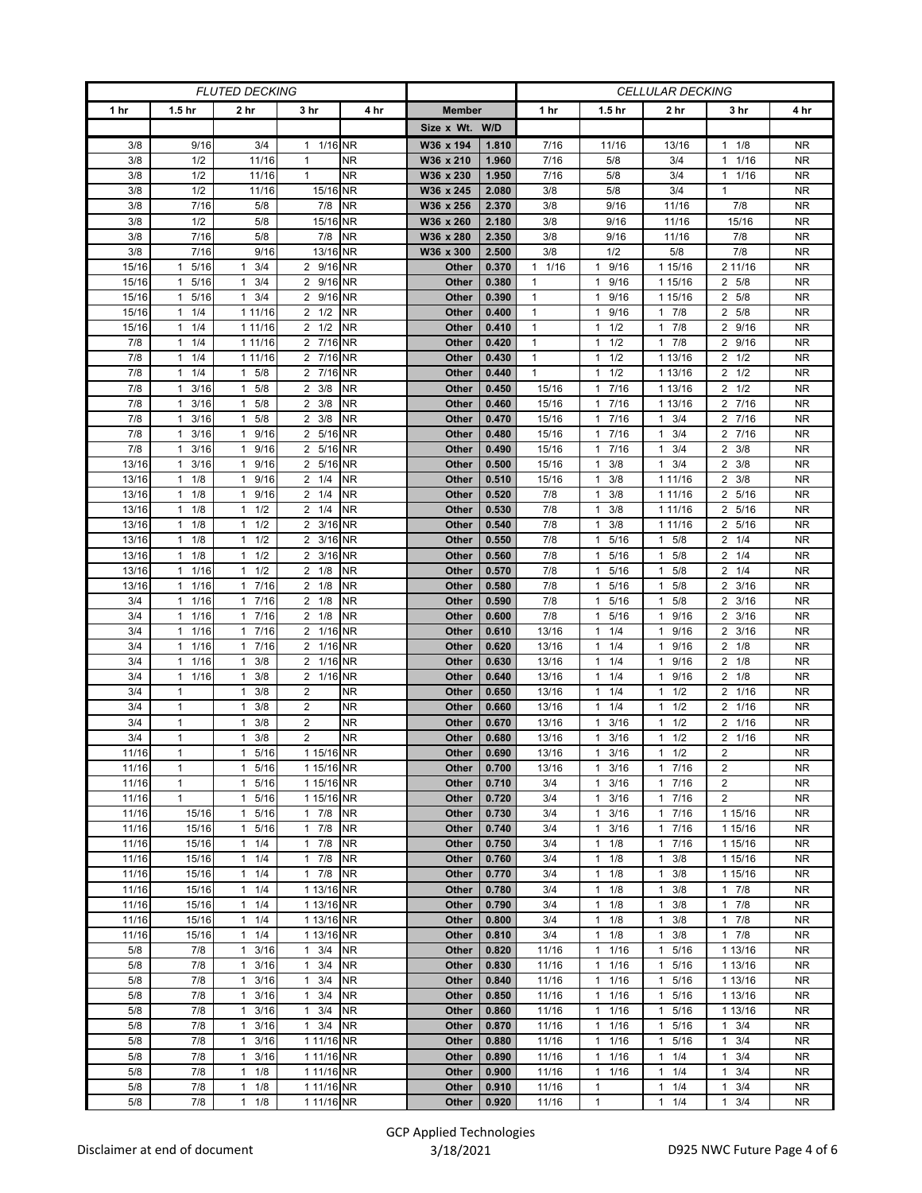| FLUTED DECKING | | | | | | | CELLULAR DECKING | | | | |
|---|---|---|---|---|---|---|---|---|---|---|---|
| 1 hr | 1.5 hr | 2 hr | 3 hr | 4 hr | Member | | 1 hr | 1.5 hr | 2 hr | 3 hr | 4 hr |
| | | | | | Size x Wt. | W/D | | | | | |
| 3/8 | 9/16 | 3/4 | 1 1/16 | NR | W36 x 194 | 1.810 | 7/16 | 11/16 | 13/16 | 1 1/8 | NR |
| 3/8 | 1/2 | 11/16 | 1 | NR | W36 x 210 | 1.960 | 7/16 | 5/8 | 3/4 | 1 1/16 | NR |
| 3/8 | 1/2 | 11/16 | 1 | NR | W36 x 230 | 1.950 | 7/16 | 5/8 | 3/4 | 1 1/16 | NR |
| 3/8 | 1/2 | 11/16 | 15/16 | NR | W36 x 245 | 2.080 | 3/8 | 5/8 | 3/4 | 1 | NR |
| 3/8 | 7/16 | 5/8 | 7/8 | NR | W36 x 256 | 2.370 | 3/8 | 9/16 | 11/16 | 7/8 | NR |
| 3/8 | 1/2 | 5/8 | 15/16 | NR | W36 x 260 | 2.180 | 3/8 | 9/16 | 11/16 | 15/16 | NR |
| 3/8 | 7/16 | 5/8 | 7/8 | NR | W36 x 280 | 2.350 | 3/8 | 9/16 | 11/16 | 7/8 | NR |
| 3/8 | 7/16 | 9/16 | 13/16 | NR | W36 x 300 | 2.500 | 3/8 | 1/2 | 5/8 | 7/8 | NR |
| 15/16 | 1 5/16 | 1 3/4 | 2 9/16 | NR | Other | 0.370 | 1 1/16 | 1 9/16 | 1 15/16 | 2 11/16 | NR |
| 15/16 | 1 5/16 | 1 3/4 | 2 9/16 | NR | Other | 0.380 | 1 | 1 9/16 | 1 15/16 | 2 5/8 | NR |
| 15/16 | 1 5/16 | 1 3/4 | 2 9/16 | NR | Other | 0.390 | 1 | 1 9/16 | 1 15/16 | 2 5/8 | NR |
| 15/16 | 1 1/4 | 1 11/16 | 2 1/2 | NR | Other | 0.400 | 1 | 1 9/16 | 1 7/8 | 2 5/8 | NR |
| 15/16 | 1 1/4 | 1 11/16 | 2 1/2 | NR | Other | 0.410 | 1 | 1 1/2 | 1 7/8 | 2 9/16 | NR |
| 7/8 | 1 1/4 | 1 11/16 | 2 7/16 | NR | Other | 0.420 | 1 | 1 1/2 | 1 7/8 | 2 9/16 | NR |
| 7/8 | 1 1/4 | 1 11/16 | 2 7/16 | NR | Other | 0.430 | 1 | 1 1/2 | 1 13/16 | 2 1/2 | NR |
| 7/8 | 1 1/4 | 1 5/8 | 2 7/16 | NR | Other | 0.440 | 1 | 1 1/2 | 1 13/16 | 2 1/2 | NR |
| 7/8 | 1 3/16 | 1 5/8 | 2 3/8 | NR | Other | 0.450 | 15/16 | 1 7/16 | 1 13/16 | 2 1/2 | NR |
| 7/8 | 1 3/16 | 1 5/8 | 2 3/8 | NR | Other | 0.460 | 15/16 | 1 7/16 | 1 13/16 | 2 7/16 | NR |
| 7/8 | 1 3/16 | 1 5/8 | 2 3/8 | NR | Other | 0.470 | 15/16 | 1 7/16 | 1 3/4 | 2 7/16 | NR |
| 7/8 | 1 3/16 | 1 9/16 | 2 5/16 | NR | Other | 0.480 | 15/16 | 1 7/16 | 1 3/4 | 2 7/16 | NR |
| 7/8 | 1 3/16 | 1 9/16 | 2 5/16 | NR | Other | 0.490 | 15/16 | 1 7/16 | 1 3/4 | 2 3/8 | NR |
| 13/16 | 1 3/16 | 1 9/16 | 2 5/16 | NR | Other | 0.500 | 15/16 | 1 3/8 | 1 3/4 | 2 3/8 | NR |
| 13/16 | 1 1/8 | 1 9/16 | 2 1/4 | NR | Other | 0.510 | 15/16 | 1 3/8 | 1 11/16 | 2 3/8 | NR |
| 13/16 | 1 1/8 | 1 9/16 | 2 1/4 | NR | Other | 0.520 | 7/8 | 1 3/8 | 1 11/16 | 2 5/16 | NR |
| 13/16 | 1 1/8 | 1 1/2 | 2 1/4 | NR | Other | 0.530 | 7/8 | 1 3/8 | 1 11/16 | 2 5/16 | NR |
| 13/16 | 1 1/8 | 1 1/2 | 2 3/16 | NR | Other | 0.540 | 7/8 | 1 3/8 | 1 11/16 | 2 5/16 | NR |
| 13/16 | 1 1/8 | 1 1/2 | 2 3/16 | NR | Other | 0.550 | 7/8 | 1 5/16 | 1 5/8 | 2 1/4 | NR |
| 13/16 | 1 1/8 | 1 1/2 | 2 3/16 | NR | Other | 0.560 | 7/8 | 1 5/16 | 1 5/8 | 2 1/4 | NR |
| 13/16 | 1 1/16 | 1 1/2 | 2 1/8 | NR | Other | 0.570 | 7/8 | 1 5/16 | 1 5/8 | 2 1/4 | NR |
| 13/16 | 1 1/16 | 1 7/16 | 2 1/8 | NR | Other | 0.580 | 7/8 | 1 5/16 | 1 5/8 | 2 3/16 | NR |
| 3/4 | 1 1/16 | 1 7/16 | 2 1/8 | NR | Other | 0.590 | 7/8 | 1 5/16 | 1 5/8 | 2 3/16 | NR |
| 3/4 | 1 1/16 | 1 7/16 | 2 1/8 | NR | Other | 0.600 | 7/8 | 1 5/16 | 1 9/16 | 2 3/16 | NR |
| 3/4 | 1 1/16 | 1 7/16 | 2 1/16 | NR | Other | 0.610 | 13/16 | 1 1/4 | 1 9/16 | 2 3/16 | NR |
| 3/4 | 1 1/16 | 1 7/16 | 2 1/16 | NR | Other | 0.620 | 13/16 | 1 1/4 | 1 9/16 | 2 1/8 | NR |
| 3/4 | 1 1/16 | 1 3/8 | 2 1/16 | NR | Other | 0.630 | 13/16 | 1 1/4 | 1 9/16 | 2 1/8 | NR |
| 3/4 | 1 1/16 | 1 3/8 | 2 1/16 | NR | Other | 0.640 | 13/16 | 1 1/4 | 1 9/16 | 2 1/8 | NR |
| 3/4 | 1 | 1 3/8 | 2 | NR | Other | 0.650 | 13/16 | 1 1/4 | 1 1/2 | 2 1/16 | NR |
| 3/4 | 1 | 1 3/8 | 2 | NR | Other | 0.660 | 13/16 | 1 1/4 | 1 1/2 | 2 1/16 | NR |
| 3/4 | 1 | 1 3/8 | 2 | NR | Other | 0.670 | 13/16 | 1 3/16 | 1 1/2 | 2 1/16 | NR |
| 3/4 | 1 | 1 3/8 | 2 | NR | Other | 0.680 | 13/16 | 1 3/16 | 1 1/2 | 2 1/16 | NR |
| 11/16 | 1 | 1 5/16 | 1 15/16 | NR | Other | 0.690 | 13/16 | 1 3/16 | 1 1/2 | 2 | NR |
| 11/16 | 1 | 1 5/16 | 1 15/16 | NR | Other | 0.700 | 13/16 | 1 3/16 | 1 7/16 | 2 | NR |
| 11/16 | 1 | 1 5/16 | 1 15/16 | NR | Other | 0.710 | 3/4 | 1 3/16 | 1 7/16 | 2 | NR |
| 11/16 | 1 | 1 5/16 | 1 15/16 | NR | Other | 0.720 | 3/4 | 1 3/16 | 1 7/16 | 2 | NR |
| 11/16 | 15/16 | 1 5/16 | 1 7/8 | NR | Other | 0.730 | 3/4 | 1 3/16 | 1 7/16 | 1 15/16 | NR |
| 11/16 | 15/16 | 1 5/16 | 1 7/8 | NR | Other | 0.740 | 3/4 | 1 3/16 | 1 7/16 | 1 15/16 | NR |
| 11/16 | 15/16 | 1 1/4 | 1 7/8 | NR | Other | 0.750 | 3/4 | 1 1/8 | 1 7/16 | 1 15/16 | NR |
| 11/16 | 15/16 | 1 1/4 | 1 7/8 | NR | Other | 0.760 | 3/4 | 1 1/8 | 1 3/8 | 1 15/16 | NR |
| 11/16 | 15/16 | 1 1/4 | 1 7/8 | NR | Other | 0.770 | 3/4 | 1 1/8 | 1 3/8 | 1 15/16 | NR |
| 11/16 | 15/16 | 1 1/4 | 1 13/16 | NR | Other | 0.780 | 3/4 | 1 1/8 | 1 3/8 | 1 7/8 | NR |
| 11/16 | 15/16 | 1 1/4 | 1 13/16 | NR | Other | 0.790 | 3/4 | 1 1/8 | 1 3/8 | 1 7/8 | NR |
| 11/16 | 15/16 | 1 1/4 | 1 13/16 | NR | Other | 0.800 | 3/4 | 1 1/8 | 1 3/8 | 1 7/8 | NR |
| 11/16 | 15/16 | 1 1/4 | 1 13/16 | NR | Other | 0.810 | 3/4 | 1 1/8 | 1 3/8 | 1 7/8 | NR |
| 5/8 | 7/8 | 1 3/16 | 1 3/4 | NR | Other | 0.820 | 11/16 | 1 1/16 | 1 5/16 | 1 13/16 | NR |
| 5/8 | 7/8 | 1 3/16 | 1 3/4 | NR | Other | 0.830 | 11/16 | 1 1/16 | 1 5/16 | 1 13/16 | NR |
| 5/8 | 7/8 | 1 3/16 | 1 3/4 | NR | Other | 0.840 | 11/16 | 1 1/16 | 1 5/16 | 1 13/16 | NR |
| 5/8 | 7/8 | 1 3/16 | 1 3/4 | NR | Other | 0.850 | 11/16 | 1 1/16 | 1 5/16 | 1 13/16 | NR |
| 5/8 | 7/8 | 1 3/16 | 1 3/4 | NR | Other | 0.860 | 11/16 | 1 1/16 | 1 5/16 | 1 13/16 | NR |
| 5/8 | 7/8 | 1 3/16 | 1 3/4 | NR | Other | 0.870 | 11/16 | 1 1/16 | 1 5/16 | 1 3/4 | NR |
| 5/8 | 7/8 | 1 3/16 | 1 11/16 | NR | Other | 0.880 | 11/16 | 1 1/16 | 1 5/16 | 1 3/4 | NR |
| 5/8 | 7/8 | 1 3/16 | 1 11/16 | NR | Other | 0.890 | 11/16 | 1 1/16 | 1 1/4 | 1 3/4 | NR |
| 5/8 | 7/8 | 1 1/8 | 1 11/16 | NR | Other | 0.900 | 11/16 | 1 1/16 | 1 1/4 | 1 3/4 | NR |
| 5/8 | 7/8 | 1 1/8 | 1 11/16 | NR | Other | 0.910 | 11/16 | 1 | 1 1/4 | 1 3/4 | NR |
| 5/8 | 7/8 | 1 1/8 | 1 11/16 | NR | Other | 0.920 | 11/16 | 1 | 1 1/4 | 1 3/4 | NR |

Disclaimer at end of document

GCP Applied Technologies
3/18/2021

D925 NWC Future Page 4 of 6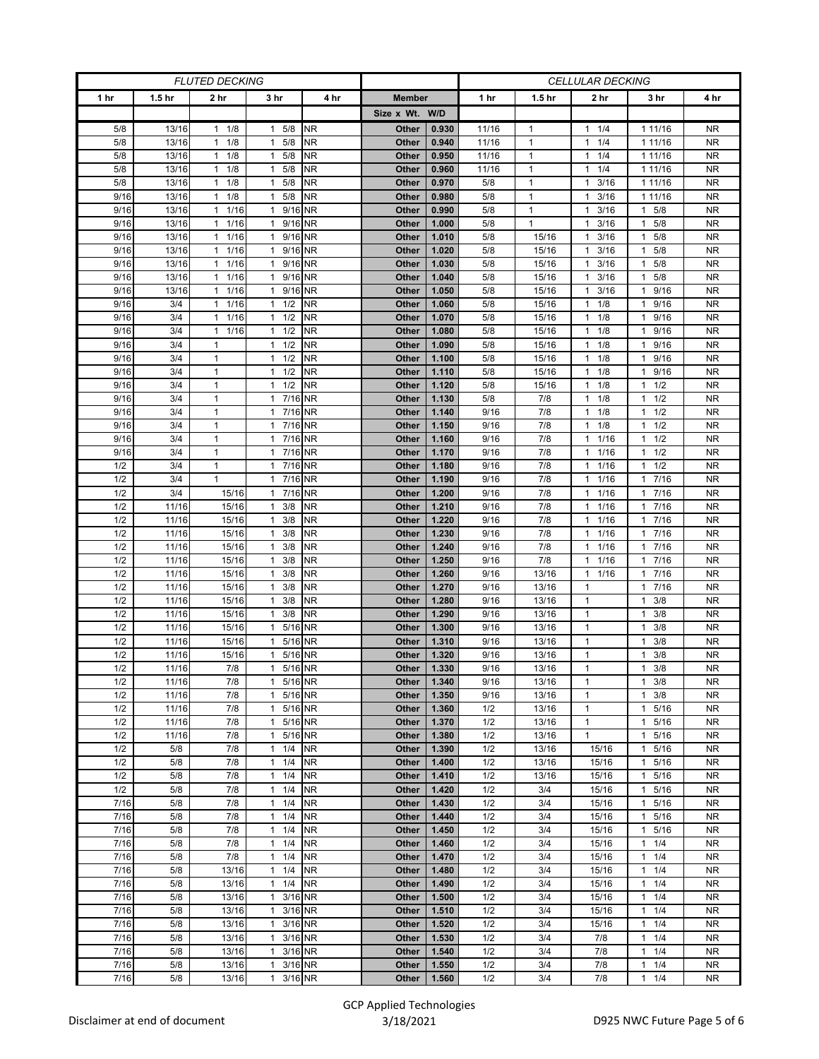| FLUTED DECKING | | | | | | | CELLULAR DECKING | | | | |
|---|---|---|---|---|---|---|---|---|---|---|---|
| 1 hr | 1.5 hr | 2 hr | 3 hr | 4 hr | Member | | 1 hr | 1.5 hr | 2 hr | 3 hr | 4 hr |
| | | | | | Size x Wt. | W/D | | | | | |
| 5/8 | 13/16 | 1 1/8 | 1 5/8 | NR | Other | 0.930 | 11/16 | 1 | 1 1/4 | 1 11/16 | NR |
| 5/8 | 13/16 | 1 1/8 | 1 5/8 | NR | Other | 0.940 | 11/16 | 1 | 1 1/4 | 1 11/16 | NR |
| 5/8 | 13/16 | 1 1/8 | 1 5/8 | NR | Other | 0.950 | 11/16 | 1 | 1 1/4 | 1 11/16 | NR |
| 5/8 | 13/16 | 1 1/8 | 1 5/8 | NR | Other | 0.960 | 11/16 | 1 | 1 1/4 | 1 11/16 | NR |
| 5/8 | 13/16 | 1 1/8 | 1 5/8 | NR | Other | 0.970 | 5/8 | 1 | 1 3/16 | 1 11/16 | NR |
| 9/16 | 13/16 | 1 1/8 | 1 5/8 | NR | Other | 0.980 | 5/8 | 1 | 1 3/16 | 1 11/16 | NR |
| 9/16 | 13/16 | 1 1/16 | 1 9/16 | NR | Other | 0.990 | 5/8 | 1 | 1 3/16 | 1 5/8 | NR |
| 9/16 | 13/16 | 1 1/16 | 1 9/16 | NR | Other | 1.000 | 5/8 | 1 | 1 3/16 | 1 5/8 | NR |
| 9/16 | 13/16 | 1 1/16 | 1 9/16 | NR | Other | 1.010 | 5/8 | 15/16 | 1 3/16 | 1 5/8 | NR |
| 9/16 | 13/16 | 1 1/16 | 1 9/16 | NR | Other | 1.020 | 5/8 | 15/16 | 1 3/16 | 1 5/8 | NR |
| 9/16 | 13/16 | 1 1/16 | 1 9/16 | NR | Other | 1.030 | 5/8 | 15/16 | 1 3/16 | 1 5/8 | NR |
| 9/16 | 13/16 | 1 1/16 | 1 9/16 | NR | Other | 1.040 | 5/8 | 15/16 | 1 3/16 | 1 5/8 | NR |
| 9/16 | 13/16 | 1 1/16 | 1 9/16 | NR | Other | 1.050 | 5/8 | 15/16 | 1 3/16 | 1 9/16 | NR |
| 9/16 | 3/4 | 1 1/16 | 1 1/2 | NR | Other | 1.060 | 5/8 | 15/16 | 1 1/8 | 1 9/16 | NR |
| 9/16 | 3/4 | 1 1/16 | 1 1/2 | NR | Other | 1.070 | 5/8 | 15/16 | 1 1/8 | 1 9/16 | NR |
| 9/16 | 3/4 | 1 1/16 | 1 1/2 | NR | Other | 1.080 | 5/8 | 15/16 | 1 1/8 | 1 9/16 | NR |
| 9/16 | 3/4 | 1 | 1 1/2 | NR | Other | 1.090 | 5/8 | 15/16 | 1 1/8 | 1 9/16 | NR |
| 9/16 | 3/4 | 1 | 1 1/2 | NR | Other | 1.100 | 5/8 | 15/16 | 1 1/8 | 1 9/16 | NR |
| 9/16 | 3/4 | 1 | 1 1/2 | NR | Other | 1.110 | 5/8 | 15/16 | 1 1/8 | 1 9/16 | NR |
| 9/16 | 3/4 | 1 | 1 1/2 | NR | Other | 1.120 | 5/8 | 15/16 | 1 1/8 | 1 1/2 | NR |
| 9/16 | 3/4 | 1 | 1 7/16 | NR | Other | 1.130 | 5/8 | 7/8 | 1 1/8 | 1 1/2 | NR |
| 9/16 | 3/4 | 1 | 1 7/16 | NR | Other | 1.140 | 9/16 | 7/8 | 1 1/8 | 1 1/2 | NR |
| 9/16 | 3/4 | 1 | 1 7/16 | NR | Other | 1.150 | 9/16 | 7/8 | 1 1/8 | 1 1/2 | NR |
| 9/16 | 3/4 | 1 | 1 7/16 | NR | Other | 1.160 | 9/16 | 7/8 | 1 1/16 | 1 1/2 | NR |
| 9/16 | 3/4 | 1 | 1 7/16 | NR | Other | 1.170 | 9/16 | 7/8 | 1 1/16 | 1 1/2 | NR |
| 1/2 | 3/4 | 1 | 1 7/16 | NR | Other | 1.180 | 9/16 | 7/8 | 1 1/16 | 1 1/2 | NR |
| 1/2 | 3/4 | 1 | 1 7/16 | NR | Other | 1.190 | 9/16 | 7/8 | 1 1/16 | 1 7/16 | NR |
| 1/2 | 3/4 | 15/16 | 1 7/16 | NR | Other | 1.200 | 9/16 | 7/8 | 1 1/16 | 1 7/16 | NR |
| 1/2 | 11/16 | 15/16 | 1 3/8 | NR | Other | 1.210 | 9/16 | 7/8 | 1 1/16 | 1 7/16 | NR |
| 1/2 | 11/16 | 15/16 | 1 3/8 | NR | Other | 1.220 | 9/16 | 7/8 | 1 1/16 | 1 7/16 | NR |
| 1/2 | 11/16 | 15/16 | 1 3/8 | NR | Other | 1.230 | 9/16 | 7/8 | 1 1/16 | 1 7/16 | NR |
| 1/2 | 11/16 | 15/16 | 1 3/8 | NR | Other | 1.240 | 9/16 | 7/8 | 1 1/16 | 1 7/16 | NR |
| 1/2 | 11/16 | 15/16 | 1 3/8 | NR | Other | 1.250 | 9/16 | 7/8 | 1 1/16 | 1 7/16 | NR |
| 1/2 | 11/16 | 15/16 | 1 3/8 | NR | Other | 1.260 | 9/16 | 13/16 | 1 1/16 | 1 7/16 | NR |
| 1/2 | 11/16 | 15/16 | 1 3/8 | NR | Other | 1.270 | 9/16 | 13/16 | 1 | 1 7/16 | NR |
| 1/2 | 11/16 | 15/16 | 1 3/8 | NR | Other | 1.280 | 9/16 | 13/16 | 1 | 1 3/8 | NR |
| 1/2 | 11/16 | 15/16 | 1 3/8 | NR | Other | 1.290 | 9/16 | 13/16 | 1 | 1 3/8 | NR |
| 1/2 | 11/16 | 15/16 | 1 5/16 | NR | Other | 1.300 | 9/16 | 13/16 | 1 | 1 3/8 | NR |
| 1/2 | 11/16 | 15/16 | 1 5/16 | NR | Other | 1.310 | 9/16 | 13/16 | 1 | 1 3/8 | NR |
| 1/2 | 11/16 | 15/16 | 1 5/16 | NR | Other | 1.320 | 9/16 | 13/16 | 1 | 1 3/8 | NR |
| 1/2 | 11/16 | 7/8 | 1 5/16 | NR | Other | 1.330 | 9/16 | 13/16 | 1 | 1 3/8 | NR |
| 1/2 | 11/16 | 7/8 | 1 5/16 | NR | Other | 1.340 | 9/16 | 13/16 | 1 | 1 3/8 | NR |
| 1/2 | 11/16 | 7/8 | 1 5/16 | NR | Other | 1.350 | 9/16 | 13/16 | 1 | 1 3/8 | NR |
| 1/2 | 11/16 | 7/8 | 1 5/16 | NR | Other | 1.360 | 1/2 | 13/16 | 1 | 1 5/16 | NR |
| 1/2 | 11/16 | 7/8 | 1 5/16 | NR | Other | 1.370 | 1/2 | 13/16 | 1 | 1 5/16 | NR |
| 1/2 | 11/16 | 7/8 | 1 5/16 | NR | Other | 1.380 | 1/2 | 13/16 | 1 | 1 5/16 | NR |
| 1/2 | 5/8 | 7/8 | 1 1/4 | NR | Other | 1.390 | 1/2 | 13/16 | 15/16 | 1 5/16 | NR |
| 1/2 | 5/8 | 7/8 | 1 1/4 | NR | Other | 1.400 | 1/2 | 13/16 | 15/16 | 1 5/16 | NR |
| 1/2 | 5/8 | 7/8 | 1 1/4 | NR | Other | 1.410 | 1/2 | 13/16 | 15/16 | 1 5/16 | NR |
| 1/2 | 5/8 | 7/8 | 1 1/4 | NR | Other | 1.420 | 1/2 | 3/4 | 15/16 | 1 5/16 | NR |
| 7/16 | 5/8 | 7/8 | 1 1/4 | NR | Other | 1.430 | 1/2 | 3/4 | 15/16 | 1 5/16 | NR |
| 7/16 | 5/8 | 7/8 | 1 1/4 | NR | Other | 1.440 | 1/2 | 3/4 | 15/16 | 1 5/16 | NR |
| 7/16 | 5/8 | 7/8 | 1 1/4 | NR | Other | 1.450 | 1/2 | 3/4 | 15/16 | 1 5/16 | NR |
| 7/16 | 5/8 | 7/8 | 1 1/4 | NR | Other | 1.460 | 1/2 | 3/4 | 15/16 | 1 1/4 | NR |
| 7/16 | 5/8 | 7/8 | 1 1/4 | NR | Other | 1.470 | 1/2 | 3/4 | 15/16 | 1 1/4 | NR |
| 7/16 | 5/8 | 13/16 | 1 1/4 | NR | Other | 1.480 | 1/2 | 3/4 | 15/16 | 1 1/4 | NR |
| 7/16 | 5/8 | 13/16 | 1 1/4 | NR | Other | 1.490 | 1/2 | 3/4 | 15/16 | 1 1/4 | NR |
| 7/16 | 5/8 | 13/16 | 1 3/16 | NR | Other | 1.500 | 1/2 | 3/4 | 15/16 | 1 1/4 | NR |
| 7/16 | 5/8 | 13/16 | 1 3/16 | NR | Other | 1.510 | 1/2 | 3/4 | 15/16 | 1 1/4 | NR |
| 7/16 | 5/8 | 13/16 | 1 3/16 | NR | Other | 1.520 | 1/2 | 3/4 | 15/16 | 1 1/4 | NR |
| 7/16 | 5/8 | 13/16 | 1 3/16 | NR | Other | 1.530 | 1/2 | 3/4 | 7/8 | 1 1/4 | NR |
| 7/16 | 5/8 | 13/16 | 1 3/16 | NR | Other | 1.540 | 1/2 | 3/4 | 7/8 | 1 1/4 | NR |
| 7/16 | 5/8 | 13/16 | 1 3/16 | NR | Other | 1.550 | 1/2 | 3/4 | 7/8 | 1 1/4 | NR |
| 7/16 | 5/8 | 13/16 | 1 3/16 | NR | Other | 1.560 | 1/2 | 3/4 | 7/8 | 1 1/4 | NR |

Disclaimer at end of document

GCP Applied Technologies
3/18/2021

D925 NWC Future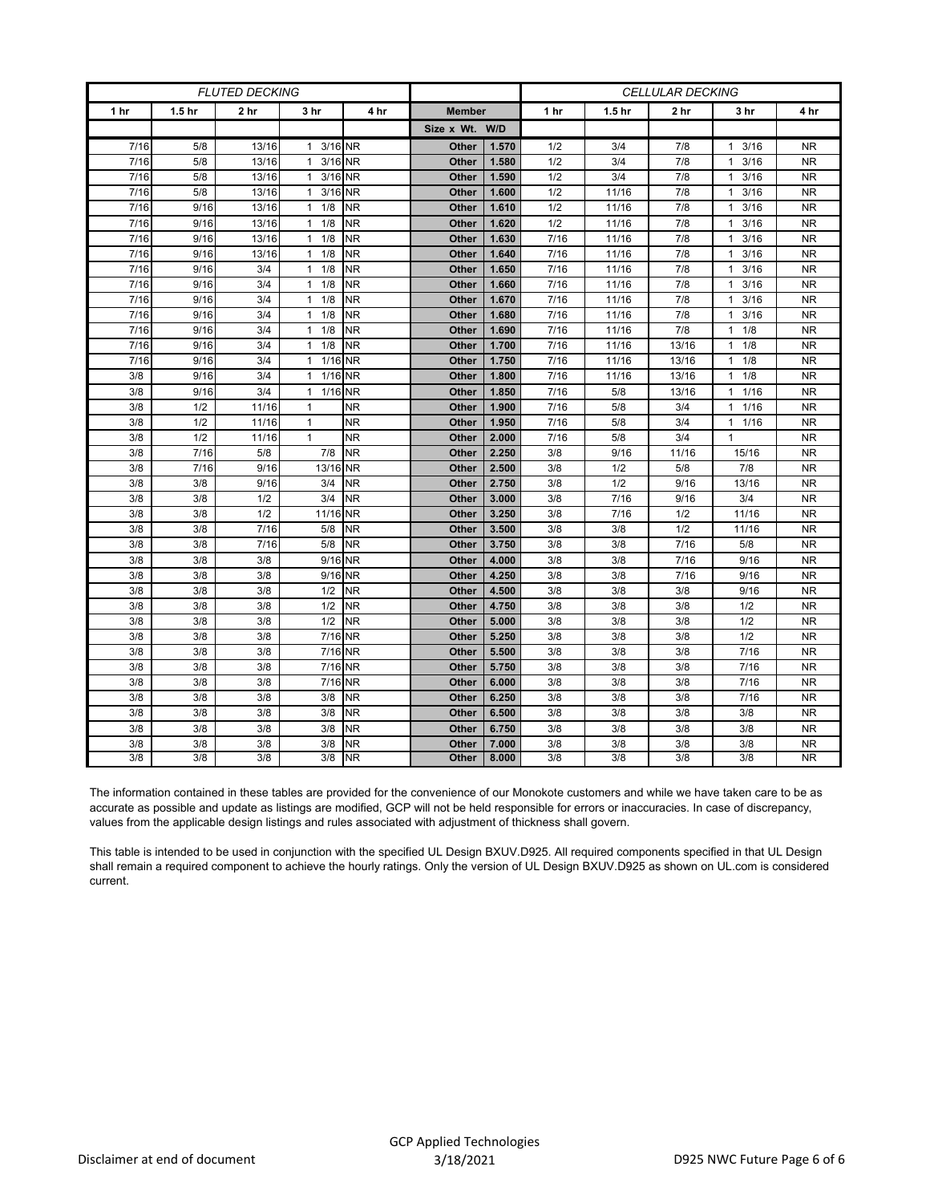| FLUTED DECKING | | | | | | | CELLULAR DECKING | | | | |
|---|---|---|---|---|---|---|---|---|---|---|---|
| 1 hr | 1.5 hr | 2 hr | 3 hr | 4 hr | Member | | 1 hr | 1.5 hr | 2 hr | 3 hr | 4 hr |
| | | | | | Size x Wt. | W/D | | | | | |
| 7/16 | 5/8 | 13/16 | 1 3/16 | NR | Other | 1.570 | 1/2 | 3/4 | 7/8 | 1 3/16 | NR |
| 7/16 | 5/8 | 13/16 | 1 3/16 | NR | Other | 1.580 | 1/2 | 3/4 | 7/8 | 1 3/16 | NR |
| 7/16 | 5/8 | 13/16 | 1 3/16 | NR | Other | 1.590 | 1/2 | 3/4 | 7/8 | 1 3/16 | NR |
| 7/16 | 5/8 | 13/16 | 1 3/16 | NR | Other | 1.600 | 1/2 | 11/16 | 7/8 | 1 3/16 | NR |
| 7/16 | 9/16 | 13/16 | 1 1/8 | NR | Other | 1.610 | 1/2 | 11/16 | 7/8 | 1 3/16 | NR |
| 7/16 | 9/16 | 13/16 | 1 1/8 | NR | Other | 1.620 | 1/2 | 11/16 | 7/8 | 1 3/16 | NR |
| 7/16 | 9/16 | 13/16 | 1 1/8 | NR | Other | 1.630 | 7/16 | 11/16 | 7/8 | 1 3/16 | NR |
| 7/16 | 9/16 | 13/16 | 1 1/8 | NR | Other | 1.640 | 7/16 | 11/16 | 7/8 | 1 3/16 | NR |
| 7/16 | 9/16 | 3/4 | 1 1/8 | NR | Other | 1.650 | 7/16 | 11/16 | 7/8 | 1 3/16 | NR |
| 7/16 | 9/16 | 3/4 | 1 1/8 | NR | Other | 1.660 | 7/16 | 11/16 | 7/8 | 1 3/16 | NR |
| 7/16 | 9/16 | 3/4 | 1 1/8 | NR | Other | 1.670 | 7/16 | 11/16 | 7/8 | 1 3/16 | NR |
| 7/16 | 9/16 | 3/4 | 1 1/8 | NR | Other | 1.680 | 7/16 | 11/16 | 7/8 | 1 3/16 | NR |
| 7/16 | 9/16 | 3/4 | 1 1/8 | NR | Other | 1.690 | 7/16 | 11/16 | 7/8 | 1 1/8 | NR |
| 7/16 | 9/16 | 3/4 | 1 1/8 | NR | Other | 1.700 | 7/16 | 11/16 | 13/16 | 1 1/8 | NR |
| 7/16 | 9/16 | 3/4 | 1 1/16 | NR | Other | 1.750 | 7/16 | 11/16 | 13/16 | 1 1/8 | NR |
| 3/8 | 9/16 | 3/4 | 1 1/16 | NR | Other | 1.800 | 7/16 | 11/16 | 13/16 | 1 1/8 | NR |
| 3/8 | 9/16 | 3/4 | 1 1/16 | NR | Other | 1.850 | 7/16 | 5/8 | 13/16 | 1 1/16 | NR |
| 3/8 | 1/2 | 11/16 | 1 | NR | Other | 1.900 | 7/16 | 5/8 | 3/4 | 1 1/16 | NR |
| 3/8 | 1/2 | 11/16 | 1 | NR | Other | 1.950 | 7/16 | 5/8 | 3/4 | 1 1/16 | NR |
| 3/8 | 1/2 | 11/16 | 1 | NR | Other | 2.000 | 7/16 | 5/8 | 3/4 | 1 | NR |
| 3/8 | 7/16 | 5/8 | 7/8 | NR | Other | 2.250 | 3/8 | 9/16 | 11/16 | 15/16 | NR |
| 3/8 | 7/16 | 9/16 | 13/16 | NR | Other | 2.500 | 3/8 | 1/2 | 5/8 | 7/8 | NR |
| 3/8 | 3/8 | 9/16 | 3/4 | NR | Other | 2.750 | 3/8 | 1/2 | 9/16 | 13/16 | NR |
| 3/8 | 3/8 | 1/2 | 3/4 | NR | Other | 3.000 | 3/8 | 7/16 | 9/16 | 3/4 | NR |
| 3/8 | 3/8 | 1/2 | 11/16 | NR | Other | 3.250 | 3/8 | 7/16 | 1/2 | 11/16 | NR |
| 3/8 | 3/8 | 7/16 | 5/8 | NR | Other | 3.500 | 3/8 | 3/8 | 1/2 | 11/16 | NR |
| 3/8 | 3/8 | 7/16 | 5/8 | NR | Other | 3.750 | 3/8 | 3/8 | 7/16 | 5/8 | NR |
| 3/8 | 3/8 | 3/8 | 9/16 | NR | Other | 4.000 | 3/8 | 3/8 | 7/16 | 9/16 | NR |
| 3/8 | 3/8 | 3/8 | 9/16 | NR | Other | 4.250 | 3/8 | 3/8 | 7/16 | 9/16 | NR |
| 3/8 | 3/8 | 3/8 | 1/2 | NR | Other | 4.500 | 3/8 | 3/8 | 3/8 | 9/16 | NR |
| 3/8 | 3/8 | 3/8 | 1/2 | NR | Other | 4.750 | 3/8 | 3/8 | 3/8 | 1/2 | NR |
| 3/8 | 3/8 | 3/8 | 1/2 | NR | Other | 5.000 | 3/8 | 3/8 | 3/8 | 1/2 | NR |
| 3/8 | 3/8 | 3/8 | 7/16 | NR | Other | 5.250 | 3/8 | 3/8 | 3/8 | 1/2 | NR |
| 3/8 | 3/8 | 3/8 | 7/16 | NR | Other | 5.500 | 3/8 | 3/8 | 3/8 | 7/16 | NR |
| 3/8 | 3/8 | 3/8 | 7/16 | NR | Other | 5.750 | 3/8 | 3/8 | 3/8 | 7/16 | NR |
| 3/8 | 3/8 | 3/8 | 7/16 | NR | Other | 6.000 | 3/8 | 3/8 | 3/8 | 7/16 | NR |
| 3/8 | 3/8 | 3/8 | 3/8 | NR | Other | 6.250 | 3/8 | 3/8 | 3/8 | 7/16 | NR |
| 3/8 | 3/8 | 3/8 | 3/8 | NR | Other | 6.500 | 3/8 | 3/8 | 3/8 | 3/8 | NR |
| 3/8 | 3/8 | 3/8 | 3/8 | NR | Other | 6.750 | 3/8 | 3/8 | 3/8 | 3/8 | NR |
| 3/8 | 3/8 | 3/8 | 3/8 | NR | Other | 7.000 | 3/8 | 3/8 | 3/8 | 3/8 | NR |
| 3/8 | 3/8 | 3/8 | 3/8 | NR | Other | 8.000 | 3/8 | 3/8 | 3/8 | 3/8 | NR |

The information contained in these tables are provided for the convenience of our Monokote customers and while we have taken care to be as accurate as possible and update as listings are modified, GCP will not be held responsible for errors or inaccuracies. In case of discrepancy, values from the applicable design listings and rules associated with adjustment of thickness shall govern.

This table is intended to be used in conjunction with the specified UL Design BXUV.D925. All required components specified in that UL Design shall remain a required component to achieve the hourly ratings. Only the version of UL Design BXUV.D925 as shown on UL.com is considered current.